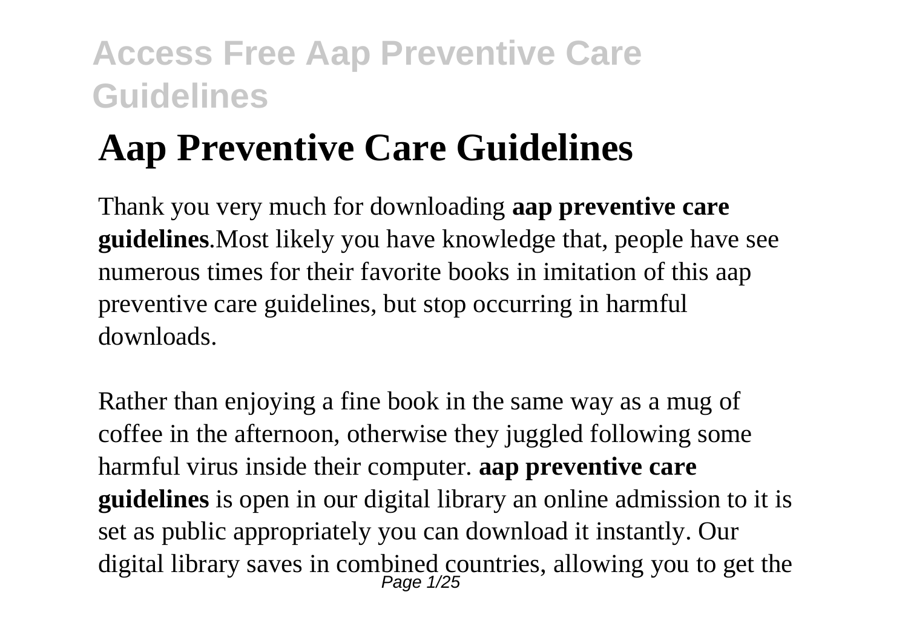# Aap Preventive Care Guidelines

Thank you very much for downloading **aap preventive care guidelines**.Most likely you have knowledge that, people have see numerous times for their favorite books in imitation of this aap preventive care guidelines, but stop occurring in harmful downloads.

Rather than enjoying a fine book in the same way as a mug of coffee in the afternoon, otherwise they juggled following some harmful virus inside their computer. **aap preventive care guidelines** is open in our digital library an online admission to it is set as public appropriately you can download it instantly. Our digital library saves in combined countries, allowing you to get the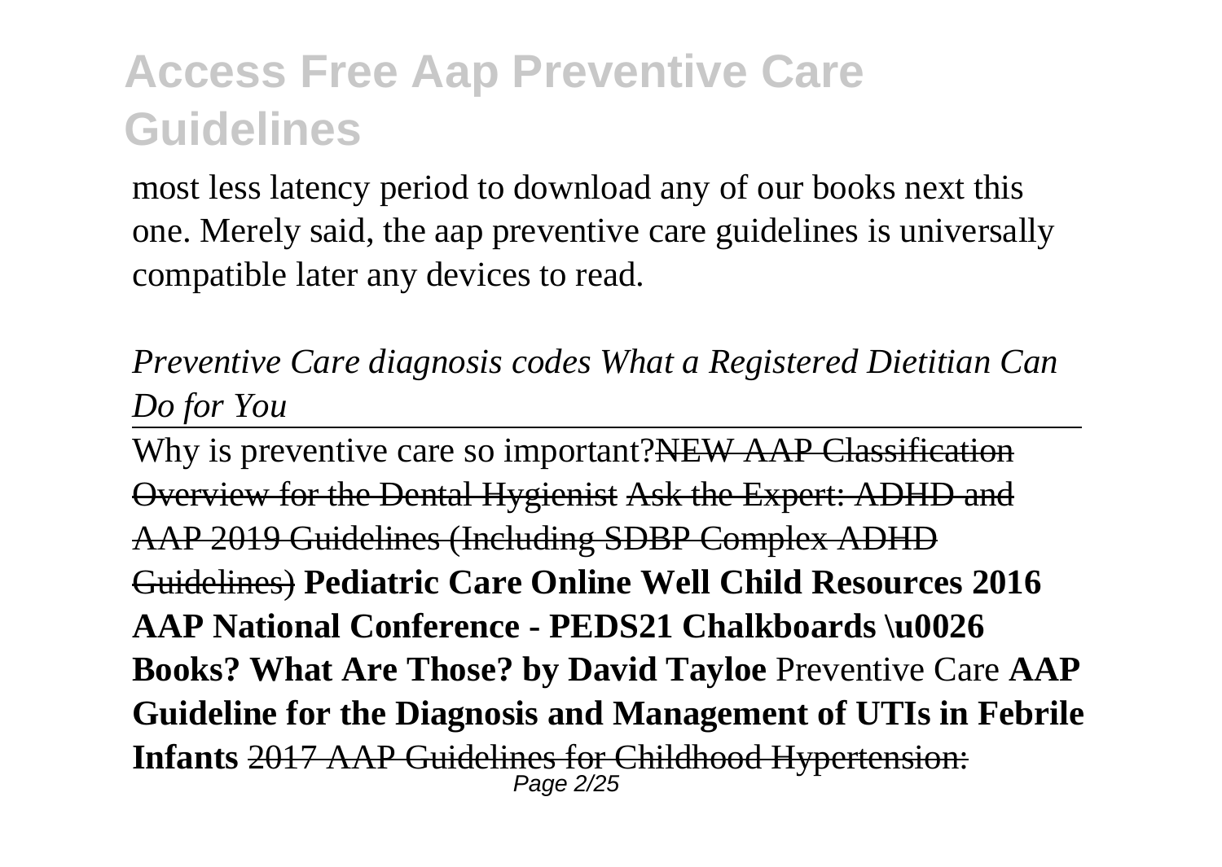most less latency period to download any of our books next this one. Merely said, the aap preventive care guidelines is universally compatible later any devices to read.

*Preventive Care diagnosis codes What a Registered Dietitian Can Do for You*

Why is preventive care so important?~~NEW AAP Classification Overview for the Dental Hygienist~~ ~~Ask the Expert: ADHD and AAP 2019 Guidelines (Including SDBP Complex ADHD Guidelines)~~ **Pediatric Care Online Well Child Resources 2016 AAP National Conference - PEDS21 Chalkboards \u0026 Books? What Are Those? by David Tayloe** Preventive Care **AAP Guideline for the Diagnosis and Management of UTIs in Febrile Infants** ~~2017 AAP Guidelines for Childhood Hypertension:~~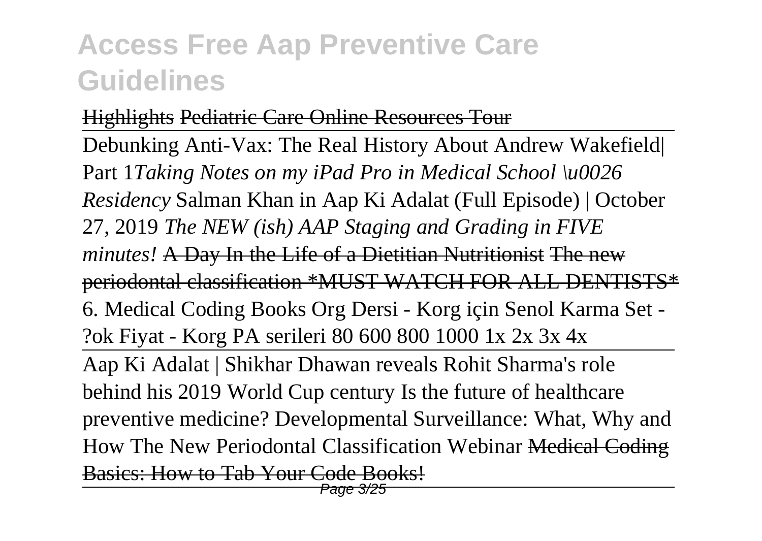~~Highlights~~ ~~Pediatric Care Online Resources Tour~~

Debunking Anti-Vax: The Real History About Andrew Wakefield| Part 1*Taking Notes on my iPad Pro in Medical School \u0026 Residency* Salman Khan in Aap Ki Adalat (Full Episode) | October 27, 2019 *The NEW (ish) AAP Staging and Grading in FIVE minutes!* ~~A Day In the Life of a Dietitian Nutritionist~~ ~~The new periodontal classification *MUST WATCH FOR ALL DENTISTS*~~ 6. Medical Coding Books Org Dersi - Korg için Senol Karma Set - ?ok Fiyat - Korg PA serileri 80 600 800 1000 1x 2x 3x 4x

Aap Ki Adalat | Shikhar Dhawan reveals Rohit Sharma's role behind his 2019 World Cup century Is the future of healthcare preventive medicine? Developmental Surveillance: What, Why and How The New Periodontal Classification Webinar ~~Medical Coding Basics: How to Tab Your Code Books!~~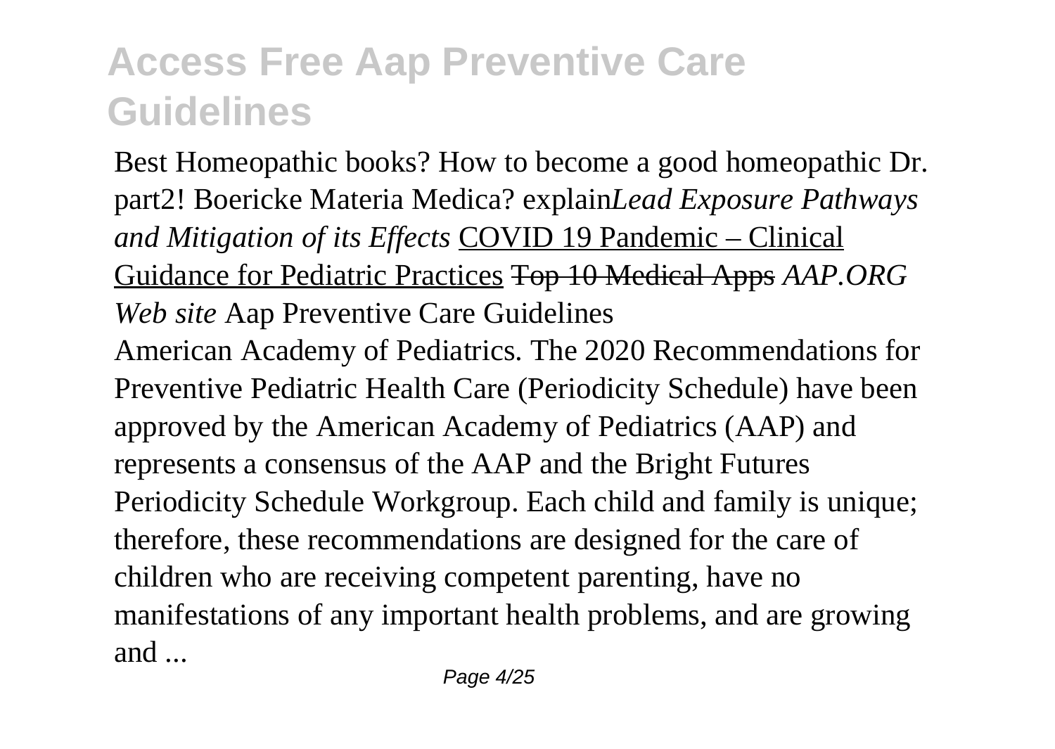Best Homeopathic books? How to become a good homeopathic Dr. part2! Boericke Materia Medica? explain*Lead Exposure Pathways and Mitigation of its Effects* COVID 19 Pandemic – Clinical Guidance for Pediatric Practices ~~Top 10 Medical Apps~~ *AAP.ORG Web site* Aap Preventive Care Guidelines

American Academy of Pediatrics. The 2020 Recommendations for Preventive Pediatric Health Care (Periodicity Schedule) have been approved by the American Academy of Pediatrics (AAP) and represents a consensus of the AAP and the Bright Futures Periodicity Schedule Workgroup. Each child and family is unique; therefore, these recommendations are designed for the care of children who are receiving competent parenting, have no manifestations of any important health problems, and are growing and ...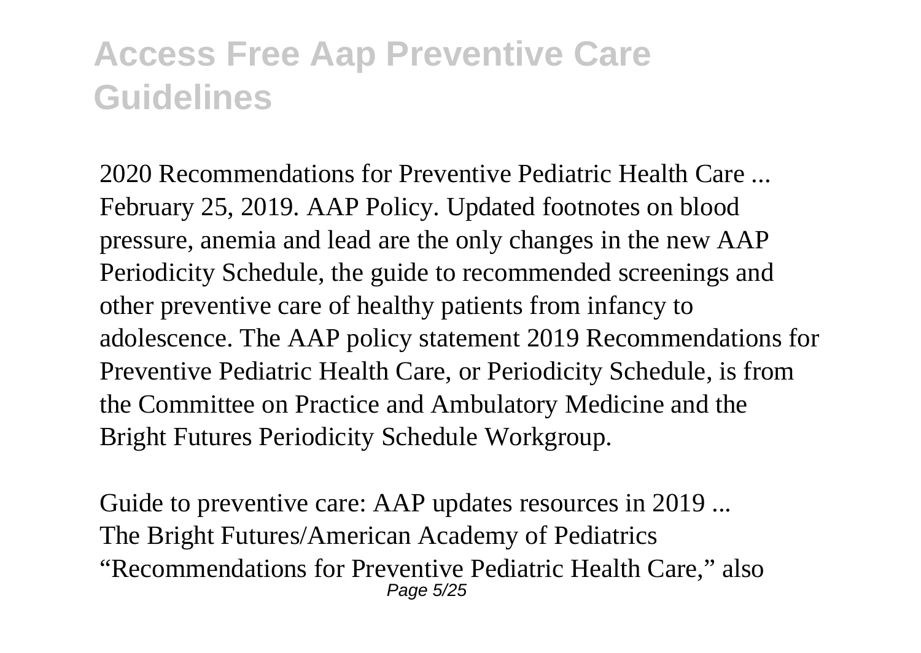2020 Recommendations for Preventive Pediatric Health Care ...
February 25, 2019. AAP Policy. Updated footnotes on blood pressure, anemia and lead are the only changes in the new AAP Periodicity Schedule, the guide to recommended screenings and other preventive care of healthy patients from infancy to adolescence. The AAP policy statement 2019 Recommendations for Preventive Pediatric Health Care, or Periodicity Schedule, is from the Committee on Practice and Ambulatory Medicine and the Bright Futures Periodicity Schedule Workgroup.

Guide to preventive care: AAP updates resources in 2019 ...
The Bright Futures/American Academy of Pediatrics "Recommendations for Preventive Pediatric Health Care," also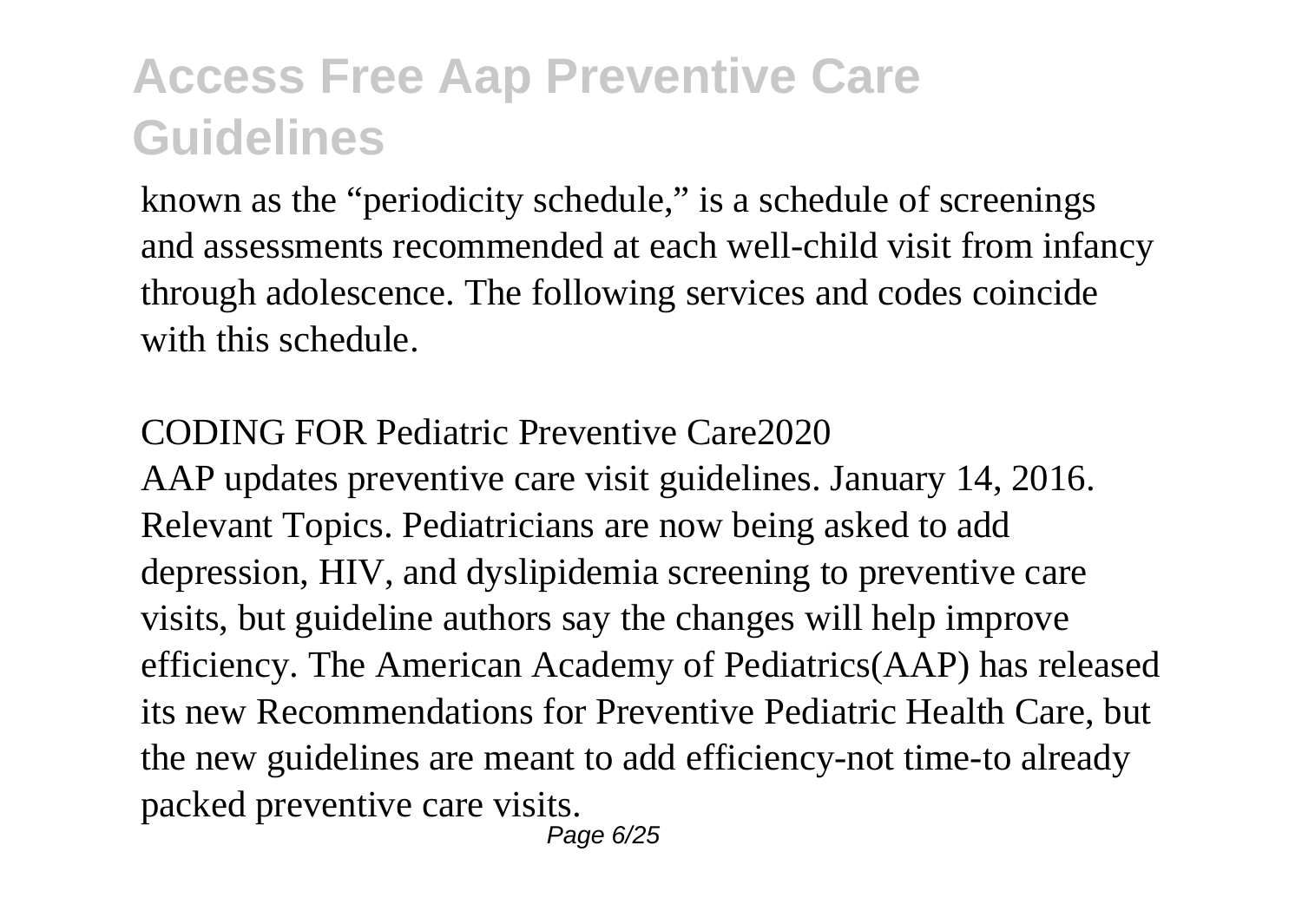known as the “periodicity schedule,” is a schedule of screenings and assessments recommended at each well-child visit from infancy through adolescence. The following services and codes coincide with this schedule.

CODING FOR Pediatric Preventive Care2020

AAP updates preventive care visit guidelines. January 14, 2016. Relevant Topics. Pediatricians are now being asked to add depression, HIV, and dyslipidemia screening to preventive care visits, but guideline authors say the changes will help improve efficiency. The American Academy of Pediatrics(AAP) has released its new Recommendations for Preventive Pediatric Health Care, but the new guidelines are meant to add efficiency-not time-to already packed preventive care visits.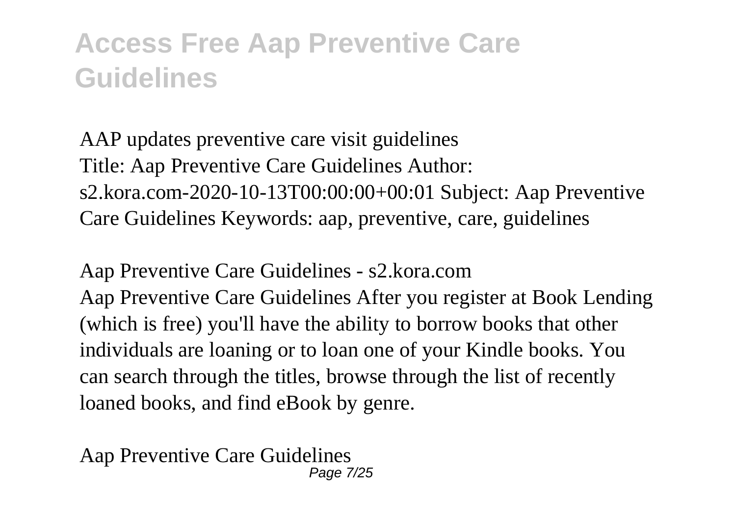AAP updates preventive care visit guidelines
Title: Aap Preventive Care Guidelines Author: s2.kora.com-2020-10-13T00:00:00+00:01 Subject: Aap Preventive Care Guidelines Keywords: aap, preventive, care, guidelines

Aap Preventive Care Guidelines - s2.kora.com
Aap Preventive Care Guidelines After you register at Book Lending (which is free) you'll have the ability to borrow books that other individuals are loaning or to loan one of your Kindle books. You can search through the titles, browse through the list of recently loaned books, and find eBook by genre.

Aap Preventive Care Guidelines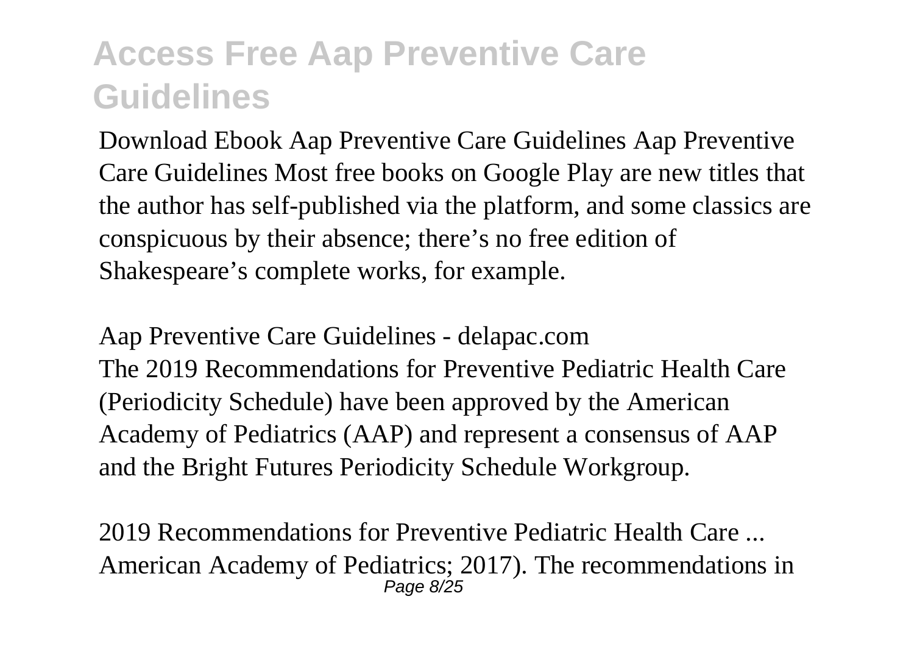Download Ebook Aap Preventive Care Guidelines Aap Preventive Care Guidelines Most free books on Google Play are new titles that the author has self-published via the platform, and some classics are conspicuous by their absence; there's no free edition of Shakespeare's complete works, for example.

Aap Preventive Care Guidelines - delapac.com

The 2019 Recommendations for Preventive Pediatric Health Care (Periodicity Schedule) have been approved by the American Academy of Pediatrics (AAP) and represent a consensus of AAP and the Bright Futures Periodicity Schedule Workgroup.

2019 Recommendations for Preventive Pediatric Health Care ...

American Academy of Pediatrics; 2017). The recommendations in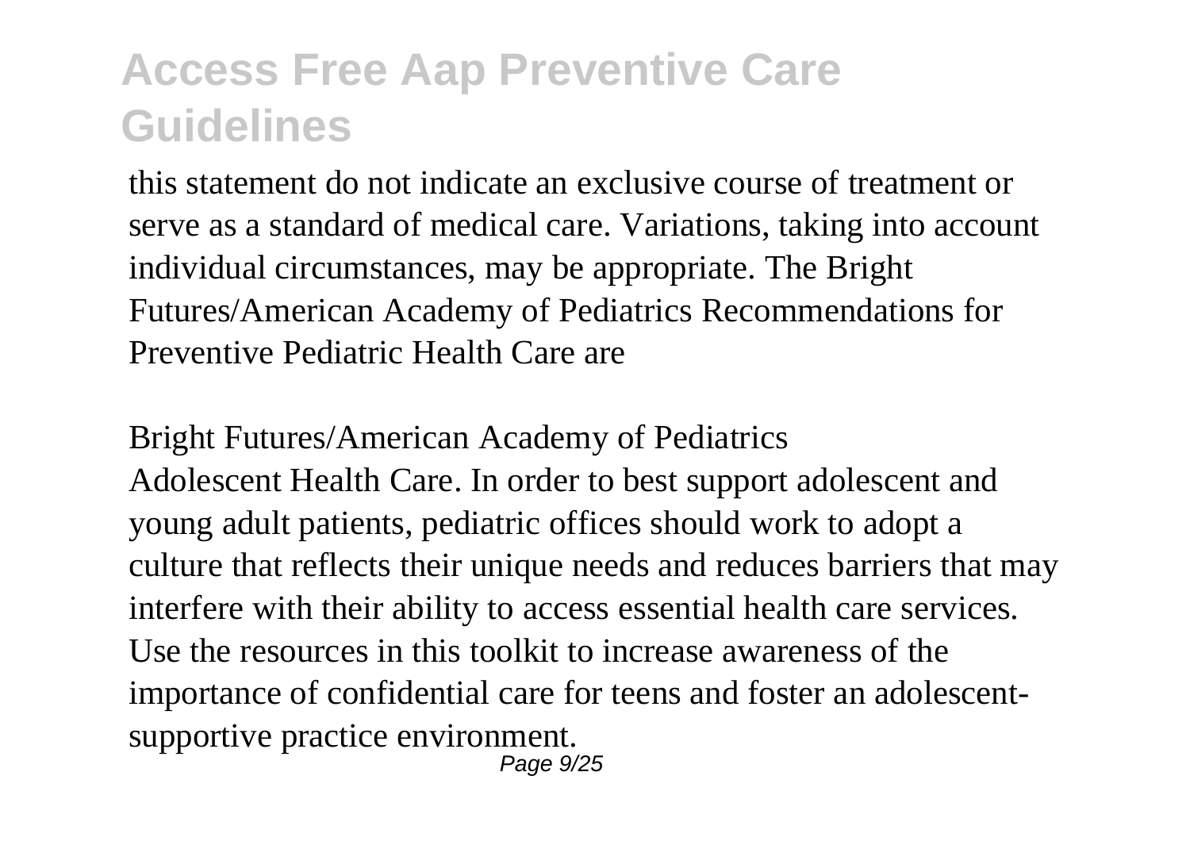this statement do not indicate an exclusive course of treatment or serve as a standard of medical care. Variations, taking into account individual circumstances, may be appropriate. The Bright Futures/American Academy of Pediatrics Recommendations for Preventive Pediatric Health Care are

Bright Futures/American Academy of Pediatrics

Adolescent Health Care. In order to best support adolescent and young adult patients, pediatric offices should work to adopt a culture that reflects their unique needs and reduces barriers that may interfere with their ability to access essential health care services. Use the resources in this toolkit to increase awareness of the importance of confidential care for teens and foster an adolescent-supportive practice environment.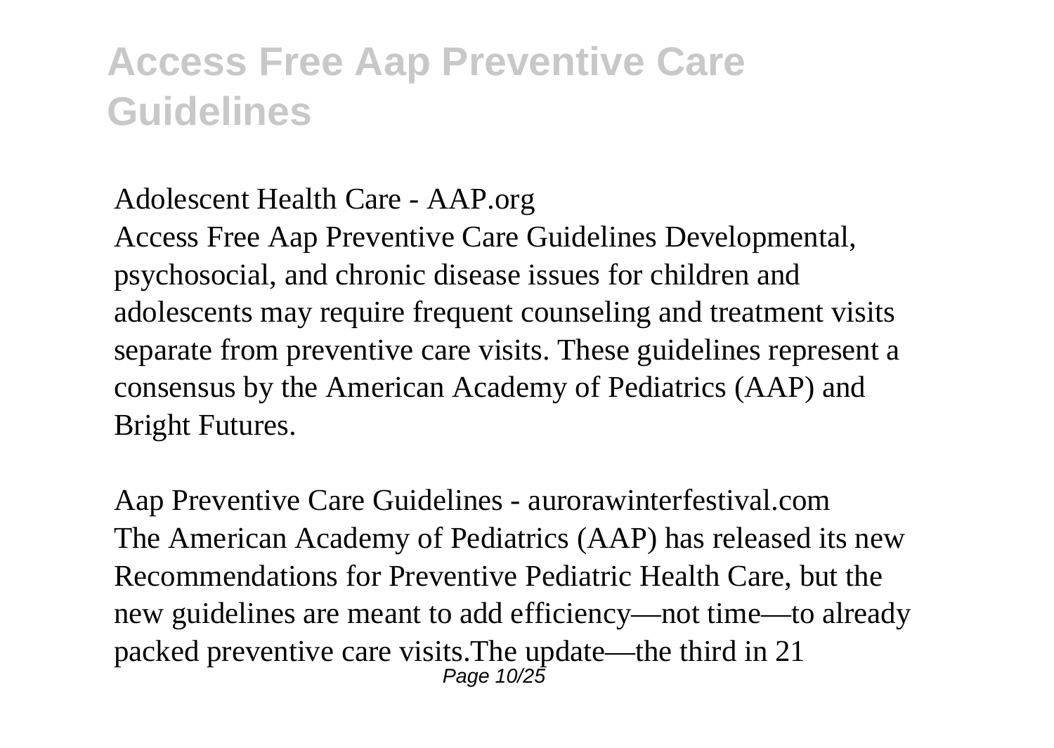Adolescent Health Care - AAP.org

Access Free Aap Preventive Care Guidelines Developmental, psychosocial, and chronic disease issues for children and adolescents may require frequent counseling and treatment visits separate from preventive care visits. These guidelines represent a consensus by the American Academy of Pediatrics (AAP) and Bright Futures.

Aap Preventive Care Guidelines - aurorawinterfestival.com

The American Academy of Pediatrics (AAP) has released its new Recommendations for Preventive Pediatric Health Care, but the new guidelines are meant to add efficiency—not time—to already packed preventive care visits.The update—the third in 21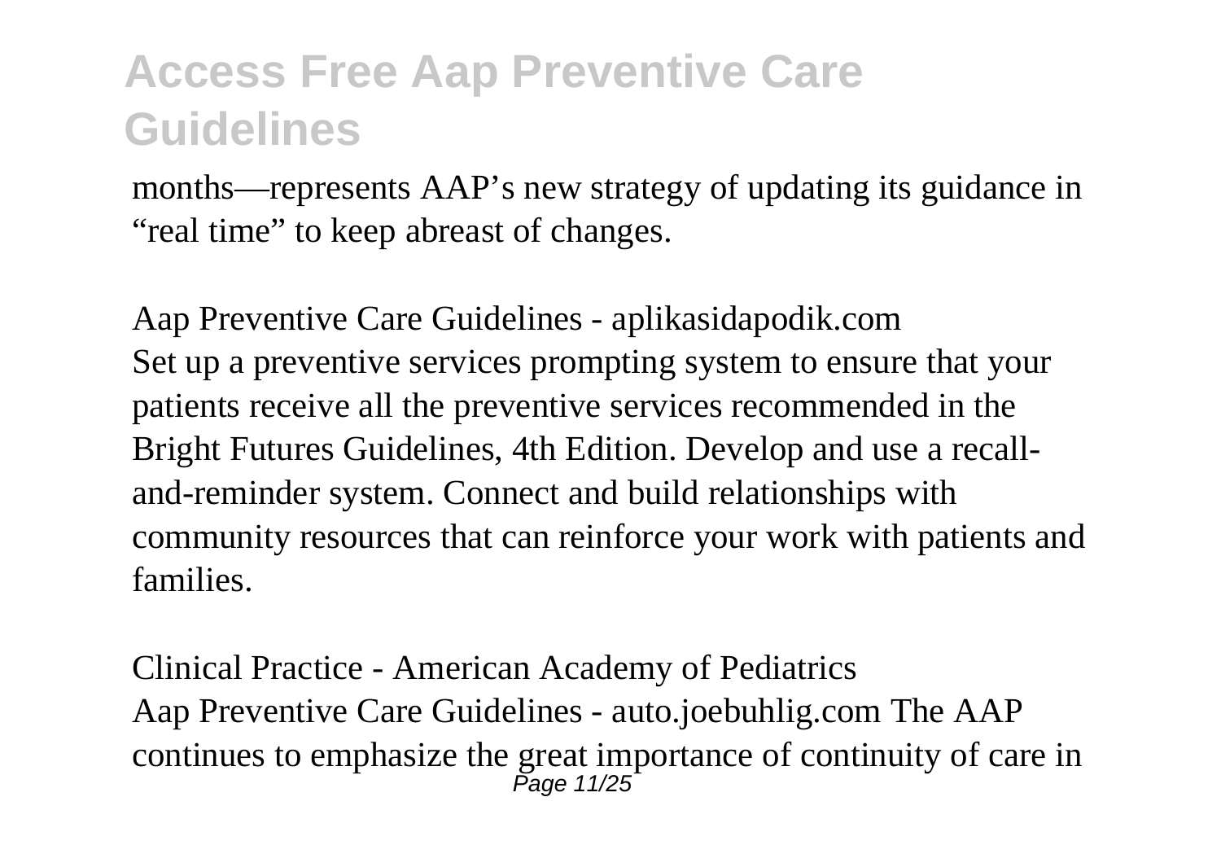months—represents AAP's new strategy of updating its guidance in "real time" to keep abreast of changes.

Aap Preventive Care Guidelines - aplikasidapodik.com
Set up a preventive services prompting system to ensure that your patients receive all the preventive services recommended in the Bright Futures Guidelines, 4th Edition. Develop and use a recall-and-reminder system. Connect and build relationships with community resources that can reinforce your work with patients and families.

Clinical Practice - American Academy of Pediatrics
Aap Preventive Care Guidelines - auto.joebuhlig.com The AAP continues to emphasize the great importance of continuity of care in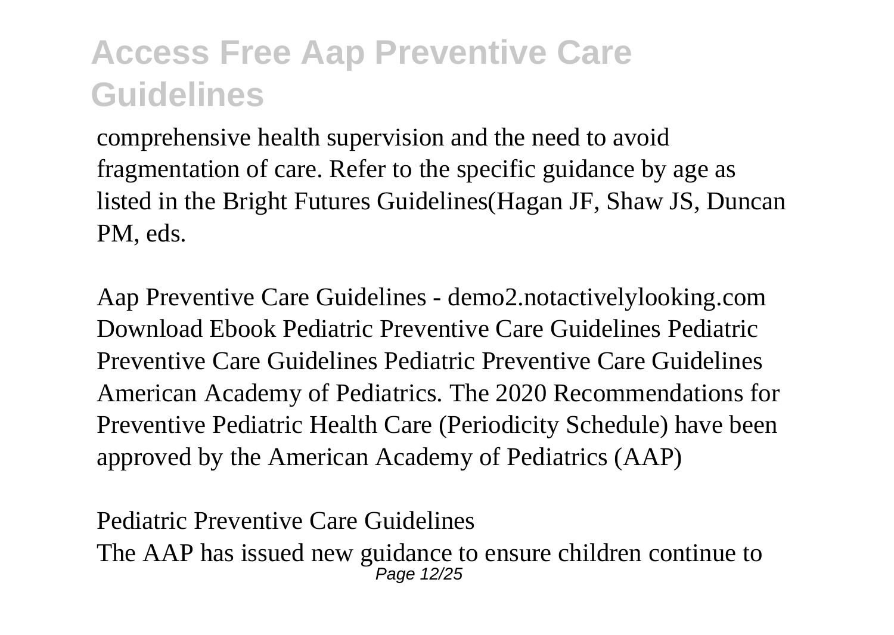comprehensive health supervision and the need to avoid fragmentation of care. Refer to the specific guidance by age as listed in the Bright Futures Guidelines(Hagan JF, Shaw JS, Duncan PM, eds.

Aap Preventive Care Guidelines - demo2.notactivelylooking.com
Download Ebook Pediatric Preventive Care Guidelines Pediatric Preventive Care Guidelines Pediatric Preventive Care Guidelines American Academy of Pediatrics. The 2020 Recommendations for Preventive Pediatric Health Care (Periodicity Schedule) have been approved by the American Academy of Pediatrics (AAP)

Pediatric Preventive Care Guidelines
The AAP has issued new guidance to ensure children continue to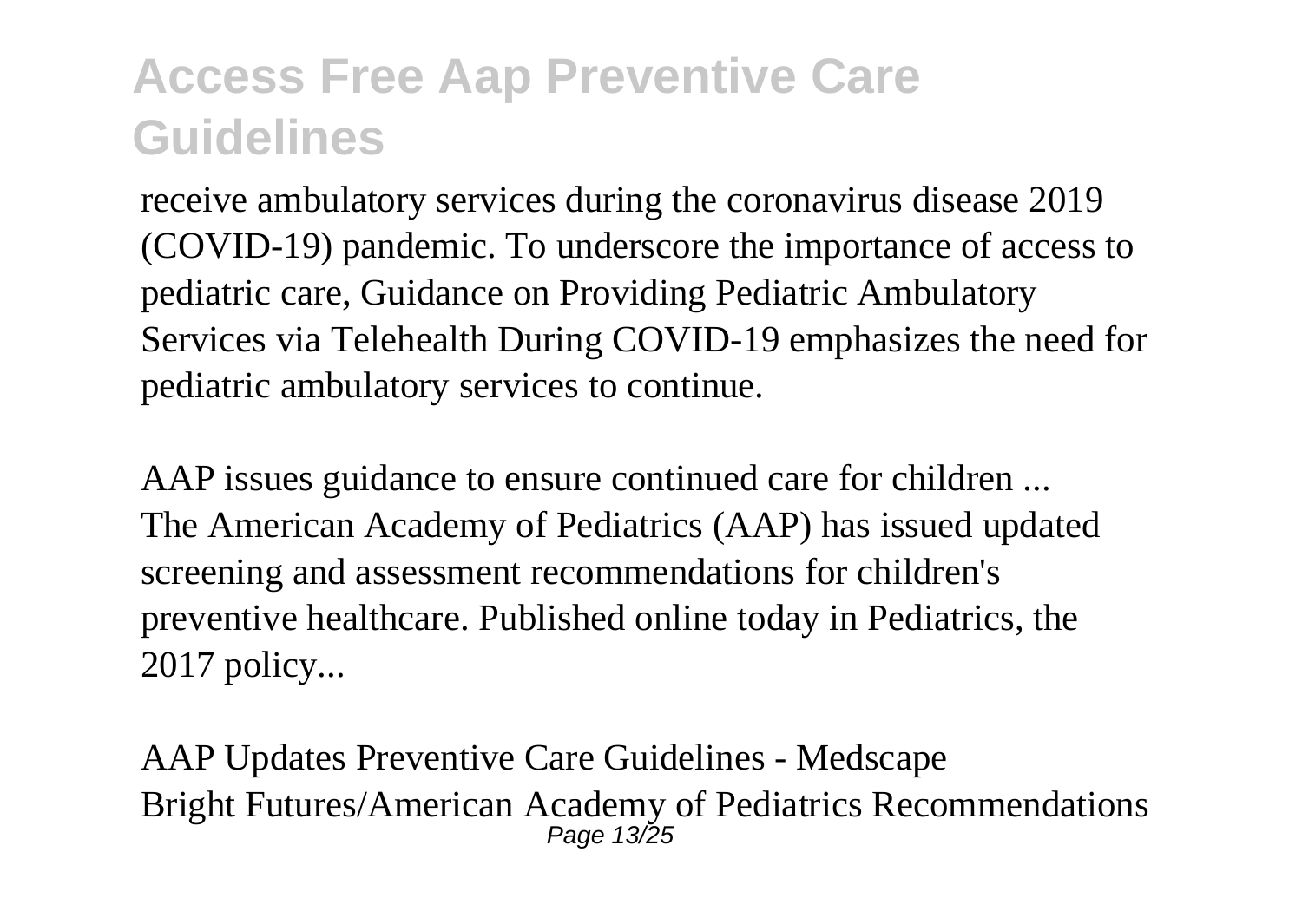receive ambulatory services during the coronavirus disease 2019 (COVID-19) pandemic. To underscore the importance of access to pediatric care, Guidance on Providing Pediatric Ambulatory Services via Telehealth During COVID-19 emphasizes the need for pediatric ambulatory services to continue.

AAP issues guidance to ensure continued care for children ...
The American Academy of Pediatrics (AAP) has issued updated screening and assessment recommendations for children's preventive healthcare. Published online today in Pediatrics, the 2017 policy...

AAP Updates Preventive Care Guidelines - Medscape
Bright Futures/American Academy of Pediatrics Recommendations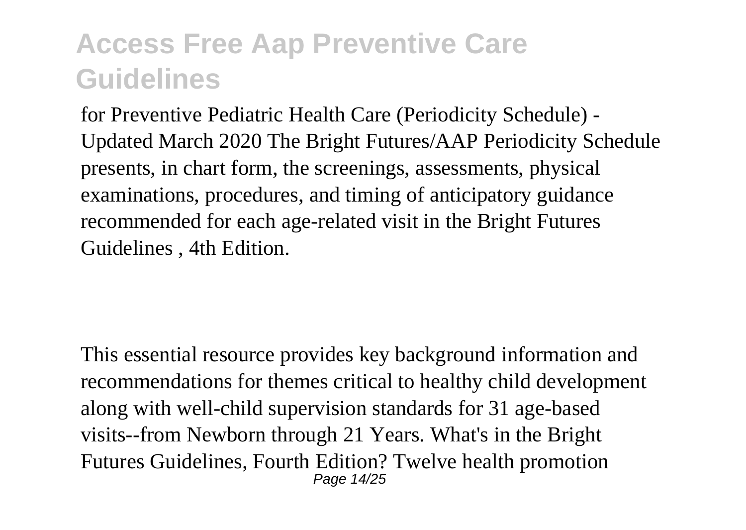for Preventive Pediatric Health Care (Periodicity Schedule) - Updated March 2020 The Bright Futures/AAP Periodicity Schedule presents, in chart form, the screenings, assessments, physical examinations, procedures, and timing of anticipatory guidance recommended for each age-related visit in the Bright Futures Guidelines , 4th Edition.

This essential resource provides key background information and recommendations for themes critical to healthy child development along with well-child supervision standards for 31 age-based visits--from Newborn through 21 Years. What's in the Bright Futures Guidelines, Fourth Edition? Twelve health promotion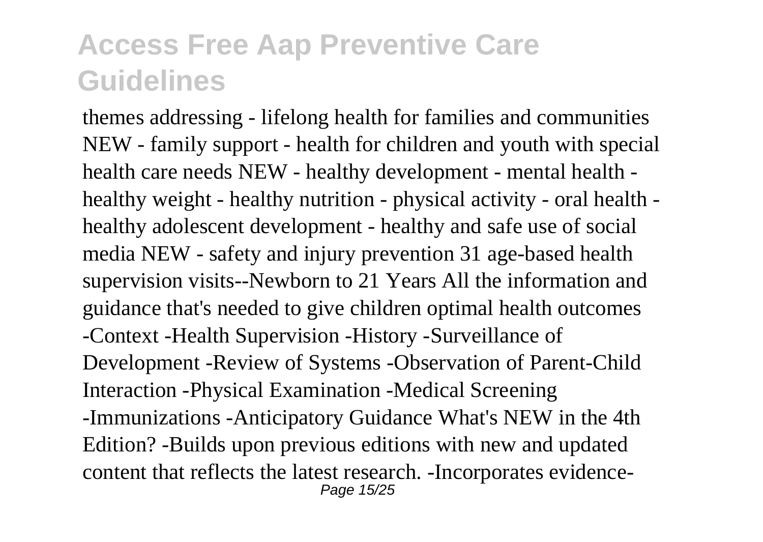themes addressing - lifelong health for families and communities NEW - family support - health for children and youth with special health care needs NEW - healthy development - mental health - healthy weight - healthy nutrition - physical activity - oral health - healthy adolescent development - healthy and safe use of social media NEW - safety and injury prevention 31 age-based health supervision visits--Newborn to 21 Years All the information and guidance that's needed to give children optimal health outcomes -Context -Health Supervision -History -Surveillance of Development -Review of Systems -Observation of Parent-Child Interaction -Physical Examination -Medical Screening -Immunizations -Anticipatory Guidance What's NEW in the 4th Edition? -Builds upon previous editions with new and updated content that reflects the latest research. -Incorporates evidence-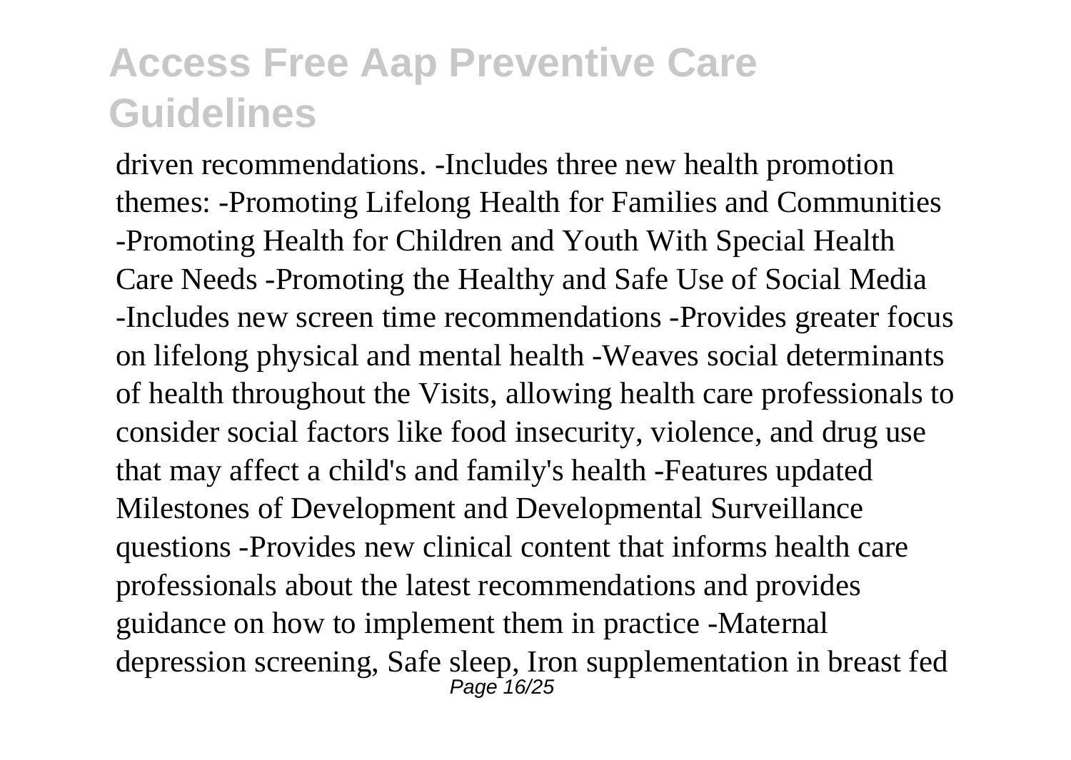driven recommendations. -Includes three new health promotion themes: -Promoting Lifelong Health for Families and Communities -Promoting Health for Children and Youth With Special Health Care Needs -Promoting the Healthy and Safe Use of Social Media -Includes new screen time recommendations -Provides greater focus on lifelong physical and mental health -Weaves social determinants of health throughout the Visits, allowing health care professionals to consider social factors like food insecurity, violence, and drug use that may affect a child's and family's health -Features updated Milestones of Development and Developmental Surveillance questions -Provides new clinical content that informs health care professionals about the latest recommendations and provides guidance on how to implement them in practice -Maternal depression screening, Safe sleep, Iron supplementation in breast fed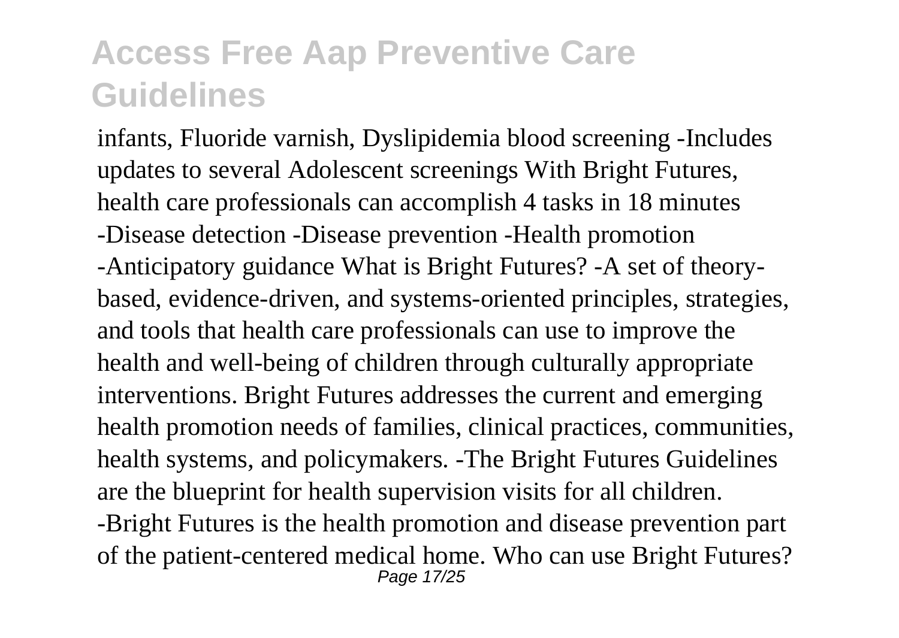infants, Fluoride varnish, Dyslipidemia blood screening -Includes updates to several Adolescent screenings With Bright Futures, health care professionals can accomplish 4 tasks in 18 minutes -Disease detection -Disease prevention -Health promotion -Anticipatory guidance What is Bright Futures? -A set of theory-based, evidence-driven, and systems-oriented principles, strategies, and tools that health care professionals can use to improve the health and well-being of children through culturally appropriate interventions. Bright Futures addresses the current and emerging health promotion needs of families, clinical practices, communities, health systems, and policymakers. -The Bright Futures Guidelines are the blueprint for health supervision visits for all children. -Bright Futures is the health promotion and disease prevention part of the patient-centered medical home. Who can use Bright Futures?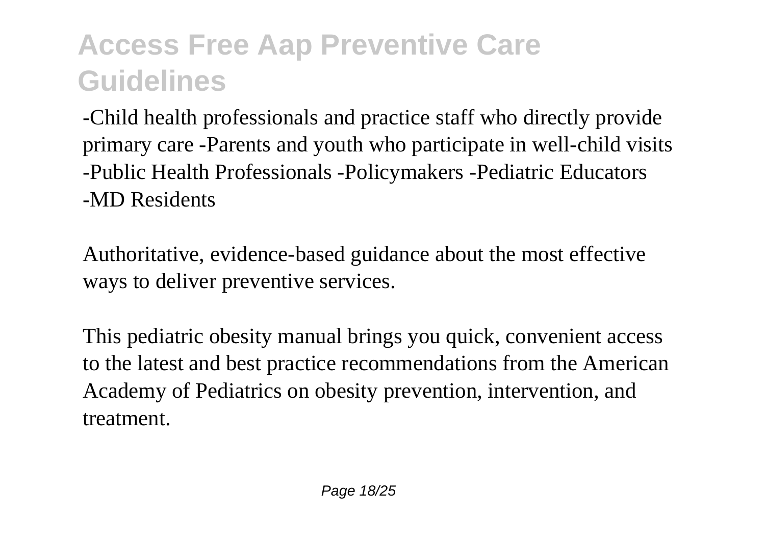-Child health professionals and practice staff who directly provide primary care -Parents and youth who participate in well-child visits -Public Health Professionals -Policymakers -Pediatric Educators -MD Residents

Authoritative, evidence-based guidance about the most effective ways to deliver preventive services.

This pediatric obesity manual brings you quick, convenient access to the latest and best practice recommendations from the American Academy of Pediatrics on obesity prevention, intervention, and treatment.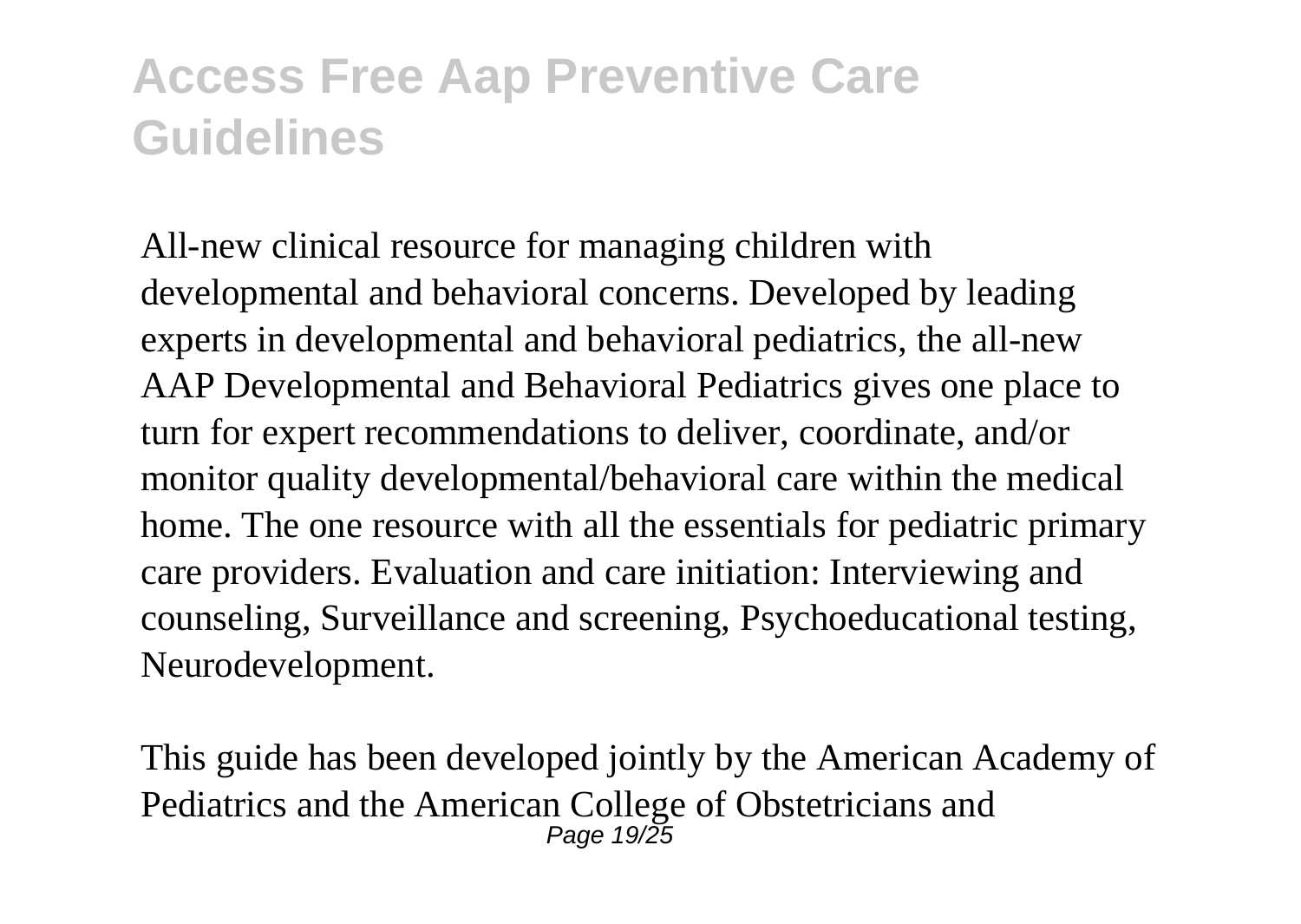All-new clinical resource for managing children with developmental and behavioral concerns. Developed by leading experts in developmental and behavioral pediatrics, the all-new AAP Developmental and Behavioral Pediatrics gives one place to turn for expert recommendations to deliver, coordinate, and/or monitor quality developmental/behavioral care within the medical home. The one resource with all the essentials for pediatric primary care providers. Evaluation and care initiation: Interviewing and counseling, Surveillance and screening, Psychoeducational testing, Neurodevelopment.

This guide has been developed jointly by the American Academy of Pediatrics and the American College of Obstetricians and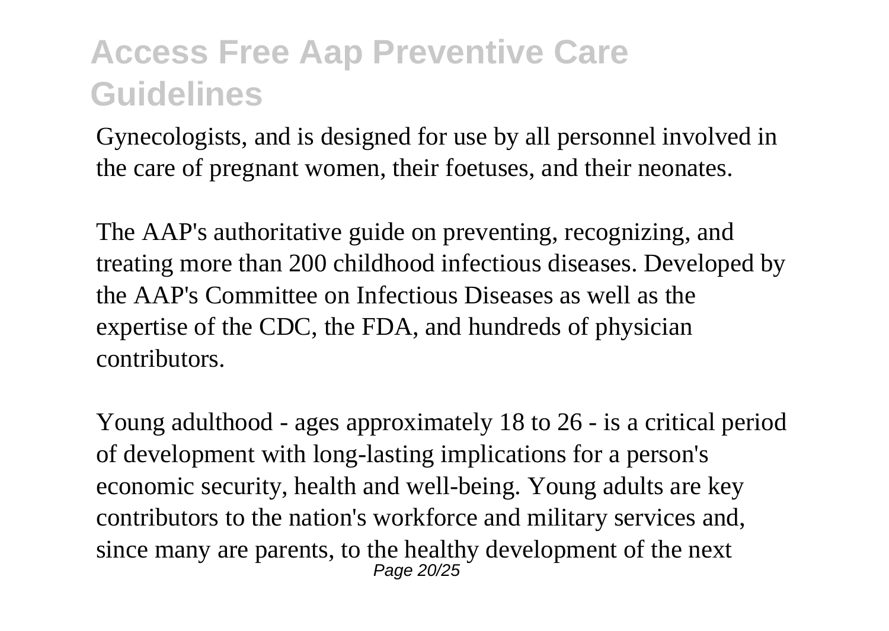Gynecologists, and is designed for use by all personnel involved in the care of pregnant women, their foetuses, and their neonates.

The AAP's authoritative guide on preventing, recognizing, and treating more than 200 childhood infectious diseases. Developed by the AAP's Committee on Infectious Diseases as well as the expertise of the CDC, the FDA, and hundreds of physician contributors.

Young adulthood - ages approximately 18 to 26 - is a critical period of development with long-lasting implications for a person's economic security, health and well-being. Young adults are key contributors to the nation's workforce and military services and, since many are parents, to the healthy development of the next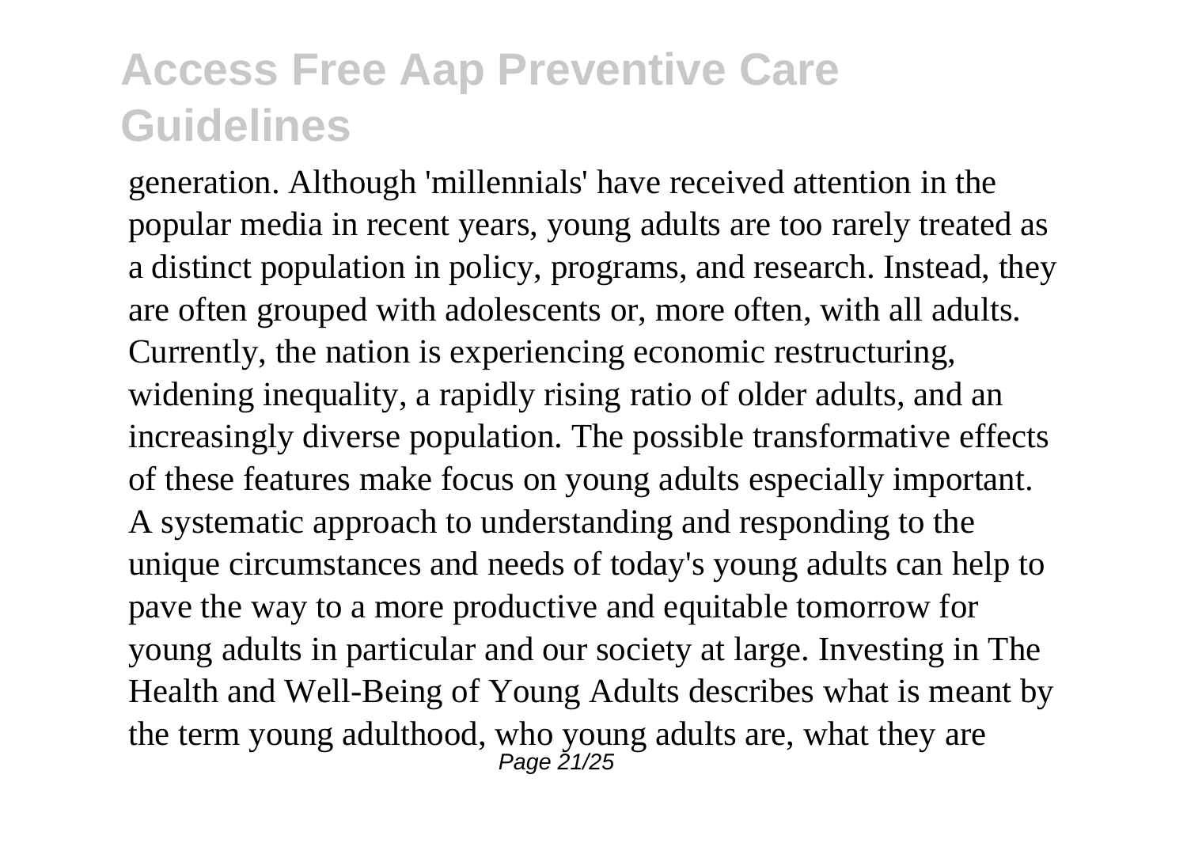generation. Although 'millennials' have received attention in the popular media in recent years, young adults are too rarely treated as a distinct population in policy, programs, and research. Instead, they are often grouped with adolescents or, more often, with all adults. Currently, the nation is experiencing economic restructuring, widening inequality, a rapidly rising ratio of older adults, and an increasingly diverse population. The possible transformative effects of these features make focus on young adults especially important. A systematic approach to understanding and responding to the unique circumstances and needs of today's young adults can help to pave the way to a more productive and equitable tomorrow for young adults in particular and our society at large. Investing in The Health and Well-Being of Young Adults describes what is meant by the term young adulthood, who young adults are, what they are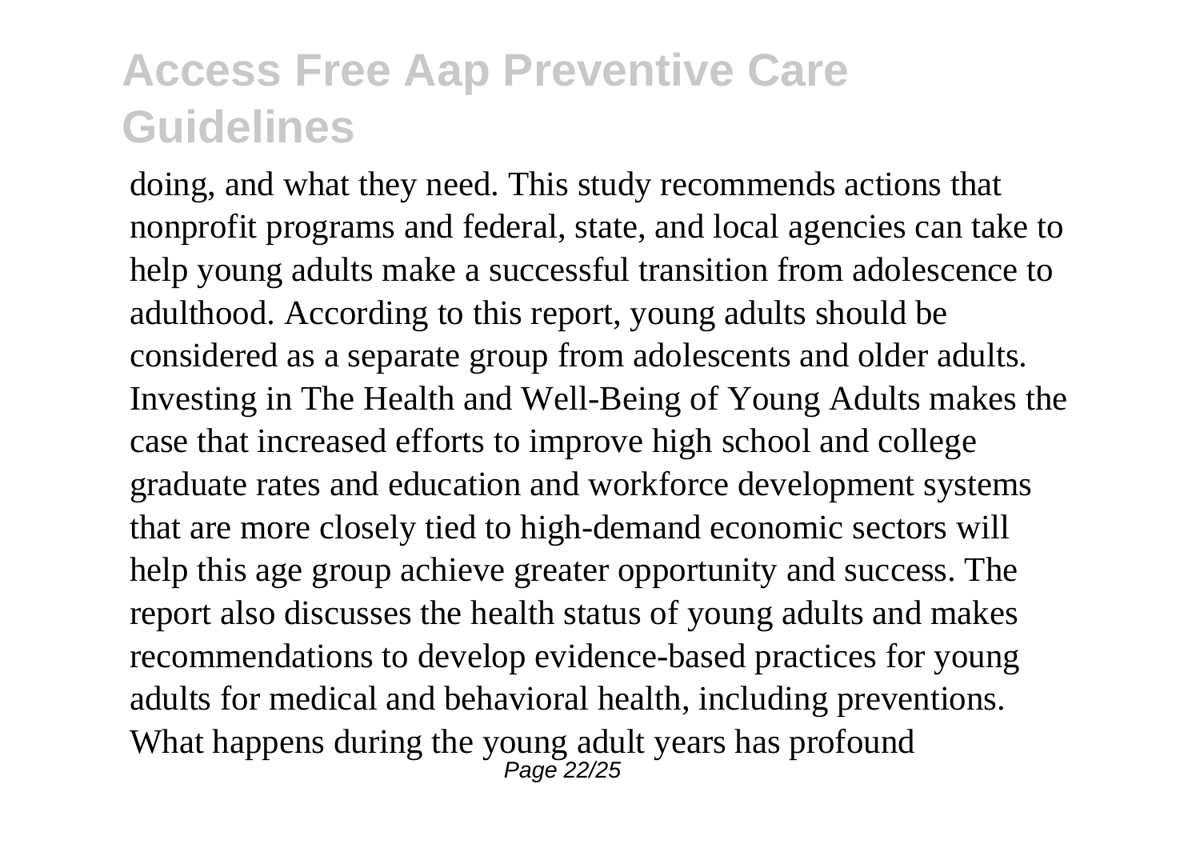doing, and what they need. This study recommends actions that nonprofit programs and federal, state, and local agencies can take to help young adults make a successful transition from adolescence to adulthood. According to this report, young adults should be considered as a separate group from adolescents and older adults. Investing in The Health and Well-Being of Young Adults makes the case that increased efforts to improve high school and college graduate rates and education and workforce development systems that are more closely tied to high-demand economic sectors will help this age group achieve greater opportunity and success. The report also discusses the health status of young adults and makes recommendations to develop evidence-based practices for young adults for medical and behavioral health, including preventions. What happens during the young adult years has profound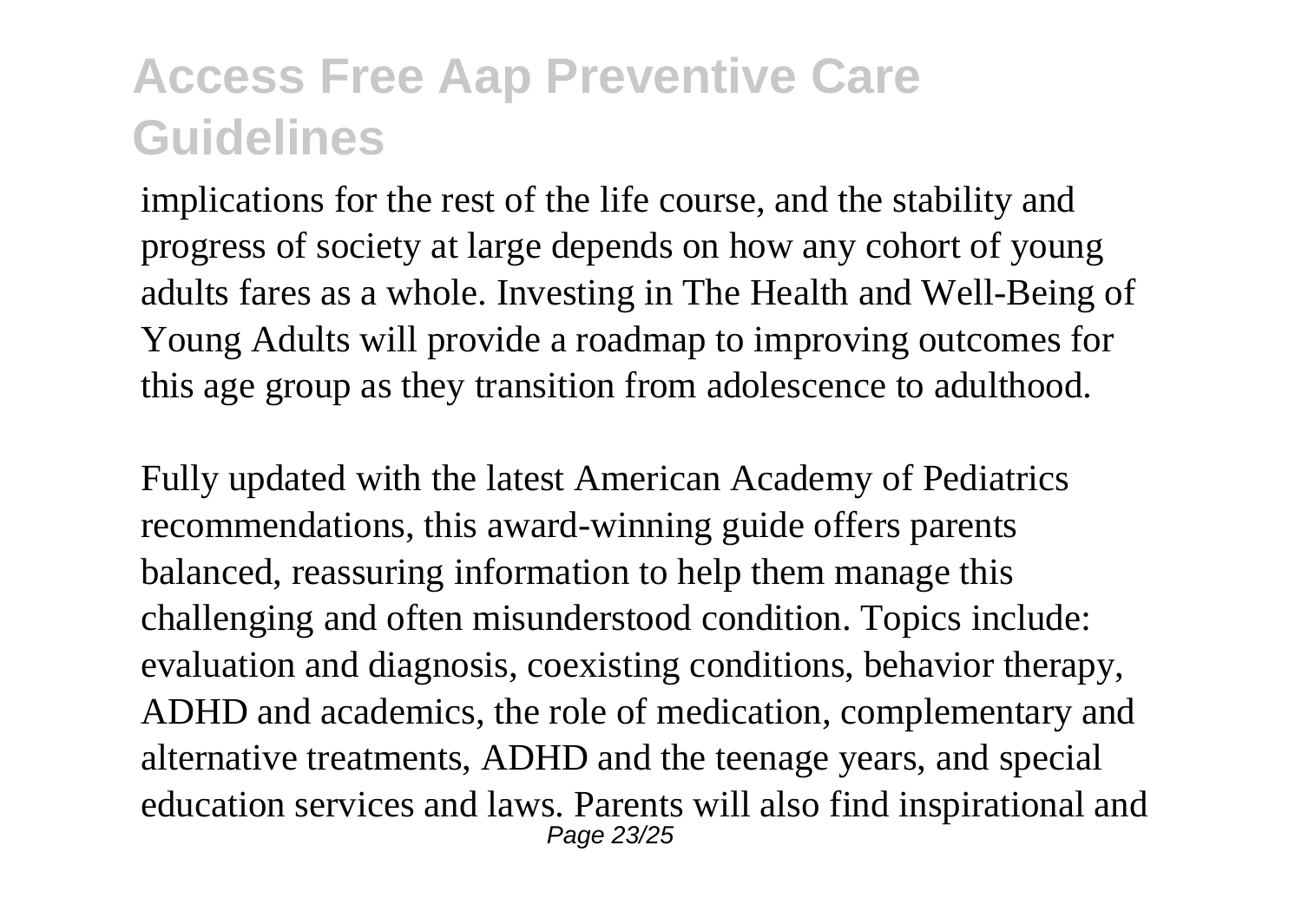implications for the rest of the life course, and the stability and progress of society at large depends on how any cohort of young adults fares as a whole. Investing in The Health and Well-Being of Young Adults will provide a roadmap to improving outcomes for this age group as they transition from adolescence to adulthood.

Fully updated with the latest American Academy of Pediatrics recommendations, this award-winning guide offers parents balanced, reassuring information to help them manage this challenging and often misunderstood condition. Topics include: evaluation and diagnosis, coexisting conditions, behavior therapy, ADHD and academics, the role of medication, complementary and alternative treatments, ADHD and the teenage years, and special education services and laws. Parents will also find inspirational and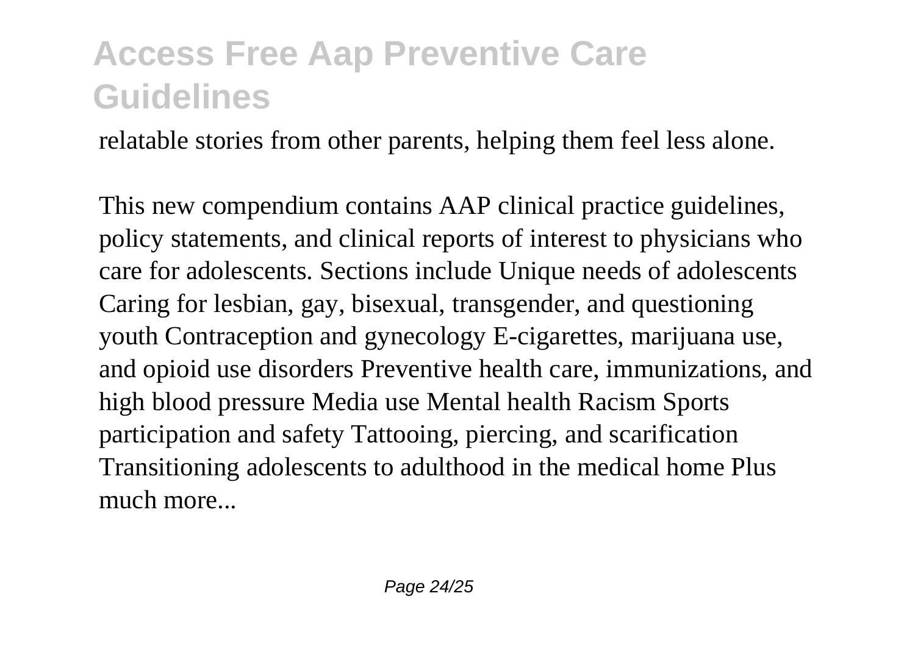relatable stories from other parents, helping them feel less alone.

This new compendium contains AAP clinical practice guidelines, policy statements, and clinical reports of interest to physicians who care for adolescents. Sections include Unique needs of adolescents Caring for lesbian, gay, bisexual, transgender, and questioning youth Contraception and gynecology E-cigarettes, marijuana use, and opioid use disorders Preventive health care, immunizations, and high blood pressure Media use Mental health Racism Sports participation and safety Tattooing, piercing, and scarification Transitioning adolescents to adulthood in the medical home Plus much more...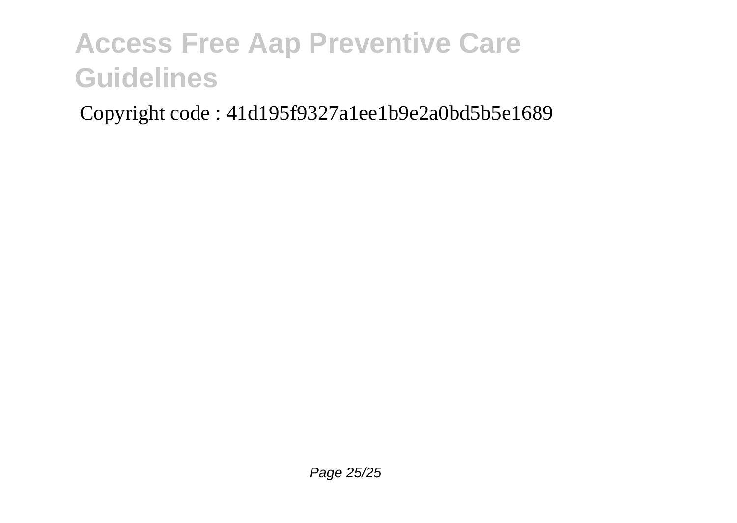Copyright code : 41d195f9327a1ee1b9e2a0bd5b5e1689